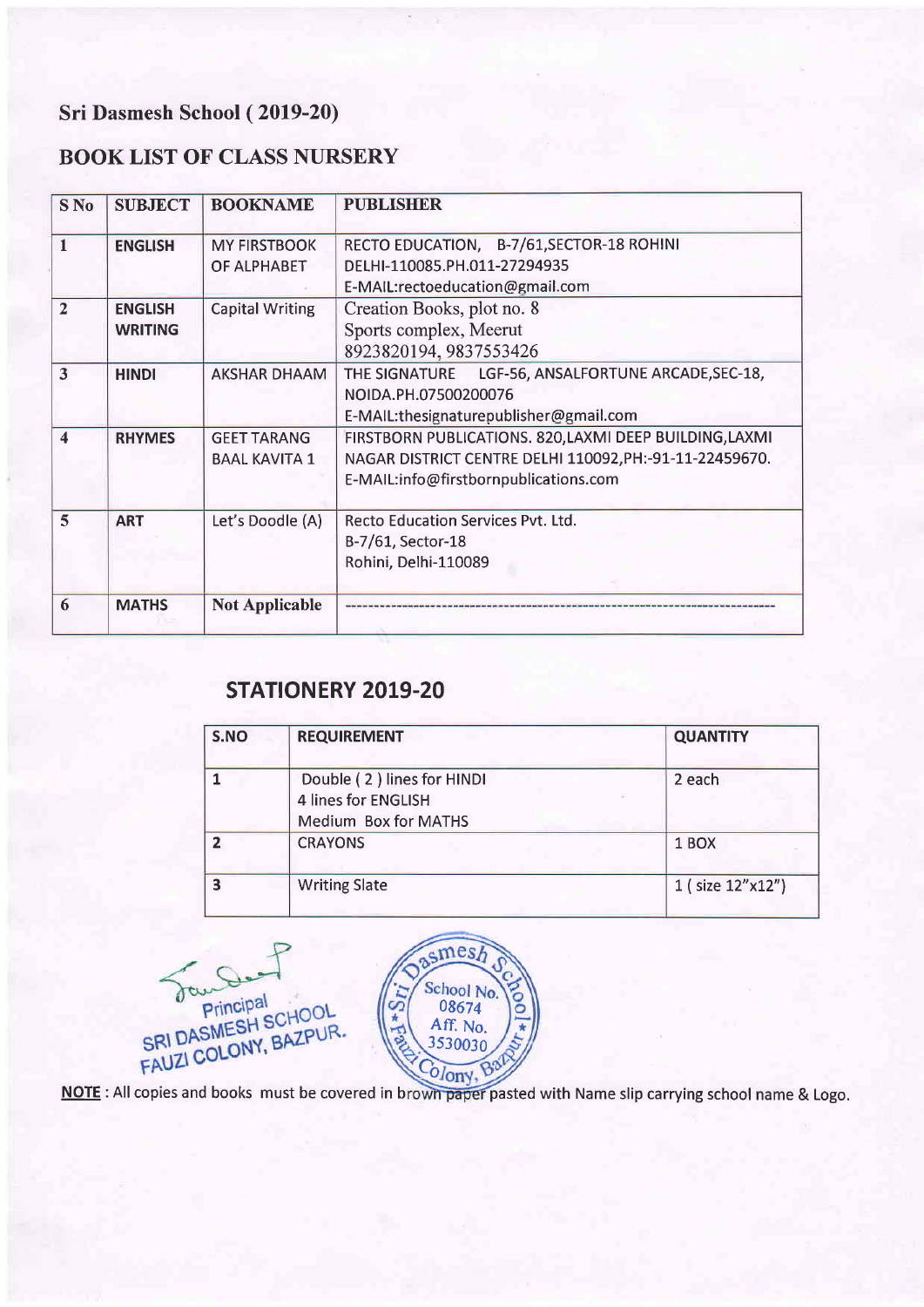## Sri Dasmesh School ( 2019-20)

## BOOK LIST OF CLASS NURSERY

| S No | SUBJECT | BOOKNAME | PUBLISHER |
|---|---|---|---|
| 1 | ENGLISH | MY FIRSTBOOK OF ALPHABET | RECTO EDUCATION, B-7/61,SECTOR-18 ROHINI DELHI-110085.PH.011-27294935 E-MAIL:rectoeducation@gmail.com |
| 2 | ENGLISH WRITING | Capital Writing | Creation Books, plot no. 8 Sports complex, Meerut 8923820194, 9837553426 |
| 3 | HINDI | AKSHAR DHAAM | THE SIGNATURE LGF-56, ANSALFORTUNE ARCADE,SEC-18, NOIDA.PH.07500200076 E-MAIL:thesignaturepublisher@gmail.com |
| 4 | RHYMES | GEET TARANG BAAL KAVITA 1 | FIRSTBORN PUBLICATIONS. 820,LAXMI DEEP BUILDING,LAXMI NAGAR DISTRICT CENTRE DELHI 110092,PH:-91-11-22459670. E-MAIL:info@firstbornpublications.com |
| 5 | ART | Let's Doodle (A) | Recto Education Services Pvt. Ltd. B-7/61, Sector-18 Rohini, Delhi-110089 |
| 6 | MATHS | Not Applicable | ---------------------------------------------------------------------------- |

## STATIONERY 2019-20

| S.NO | REQUIREMENT | QUANTITY |
|---|---|---|
| 1 | Double ( 2 ) lines for HINDI<br>4 lines for ENGLISH<br>Medium Box for MATHS | 2 each |
| 2 | CRAYONS | 1 BOX |
| 3 | Writing Slate | 1 ( size 12"x12") |

Principal
SRI DASMESH SCHOOL
FAUZI COLONY, BAZPUR.

Sri Dasmesh School
School No. 08674
Aff. No. 3530030
Fauzi Colony, Bazpur

**NOTE** : All copies and books must be covered in brown paper pasted with Name slip carrying school name & Logo.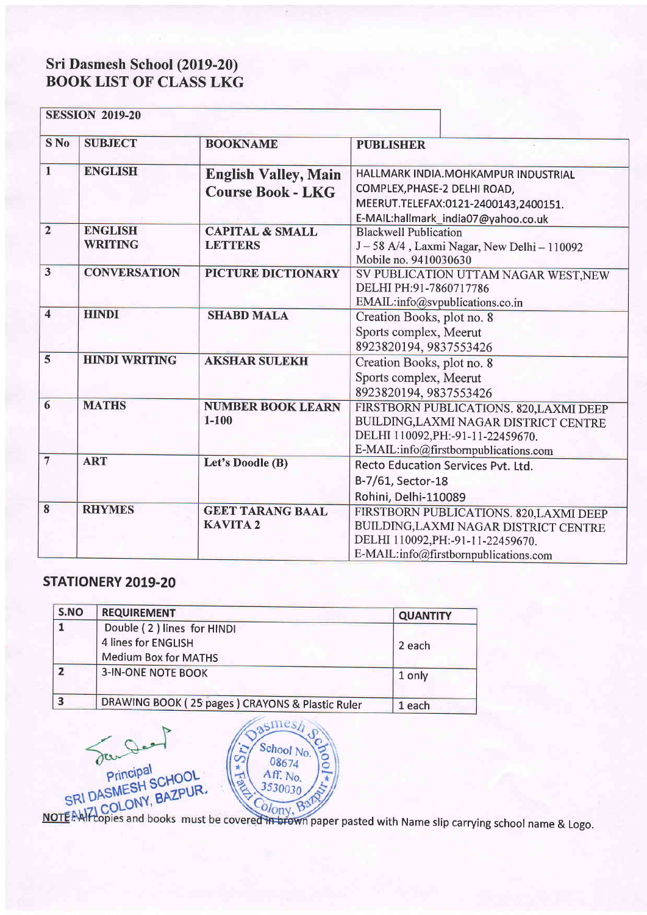## Sri Dasmesh School (2019-20)
## BOOK LIST OF CLASS LKG

**SESSION 2019-20**

| S No | SUBJECT | BOOKNAME | PUBLISHER |
|---|---|---|---|
| 1 | ENGLISH | English Valley, Main Course Book - LKG | HALLMARK INDIA.MOHKAMPUR INDUSTRIAL COMPLEX,PHASE-2 DELHI ROAD, MEERUT.TELEFAX:0121-2400143,2400151. E-MAIL:hallmark_india07@yahoo.co.uk |
| 2 | ENGLISH WRITING | CAPITAL & SMALL LETTERS | Blackwell Publication J – 58 A/4 , Laxmi Nagar, New Delhi – 110092 Mobile no. 9410030630 |
| 3 | CONVERSATION | PICTURE DICTIONARY | SV PUBLICATION UTTAM NAGAR WEST,NEW DELHI PH:91-7860717786 EMAIL:info@svpublications.co.in |
| 4 | HINDI | SHABD MALA | Creation Books, plot no. 8 Sports complex, Meerut 8923820194, 9837553426 |
| 5 | HINDI WRITING | AKSHAR SULEKH | Creation Books, plot no. 8 Sports complex, Meerut 8923820194, 9837553426 |
| 6 | MATHS | NUMBER BOOK LEARN 1-100 | FIRSTBORN PUBLICATIONS. 820,LAXMI DEEP BUILDING,LAXMI NAGAR DISTRICT CENTRE DELHI 110092,PH:-91-11-22459670. E-MAIL:info@firstbornpublications.com |
| 7 | ART | Let's Doodle (B) | Recto Education Services Pvt. Ltd. B-7/61, Sector-18 Rohini, Delhi-110089 |
| 8 | RHYMES | GEET TARANG BAAL KAVITA 2 | FIRSTBORN PUBLICATIONS. 820,LAXMI DEEP BUILDING,LAXMI NAGAR DISTRICT CENTRE DELHI 110092,PH:-91-11-22459670. E-MAIL:info@firstbornpublications.com |

## STATIONERY 2019-20

| S.NO | REQUIREMENT | QUANTITY |
|---|---|---|
| 1 | Double ( 2 ) lines for HINDI<br>4 lines for ENGLISH<br>Medium Box for MATHS | 2 each |
| 2 | 3-IN-ONE NOTE BOOK | 1 only |
| 3 | DRAWING BOOK ( 25 pages ) CRAYONS & Plastic Ruler | 1 each |

Principal
SRI DASMESH SCHOOL
FAUZI COLONY, BAZPUR.

Sri Dasmesh School, School No. 08674, Aff. No. 3530030, Fauzi Colony, Bazpur

**NOTE**: All copies and books must be covered in brown paper pasted with Name slip carrying school name & Logo.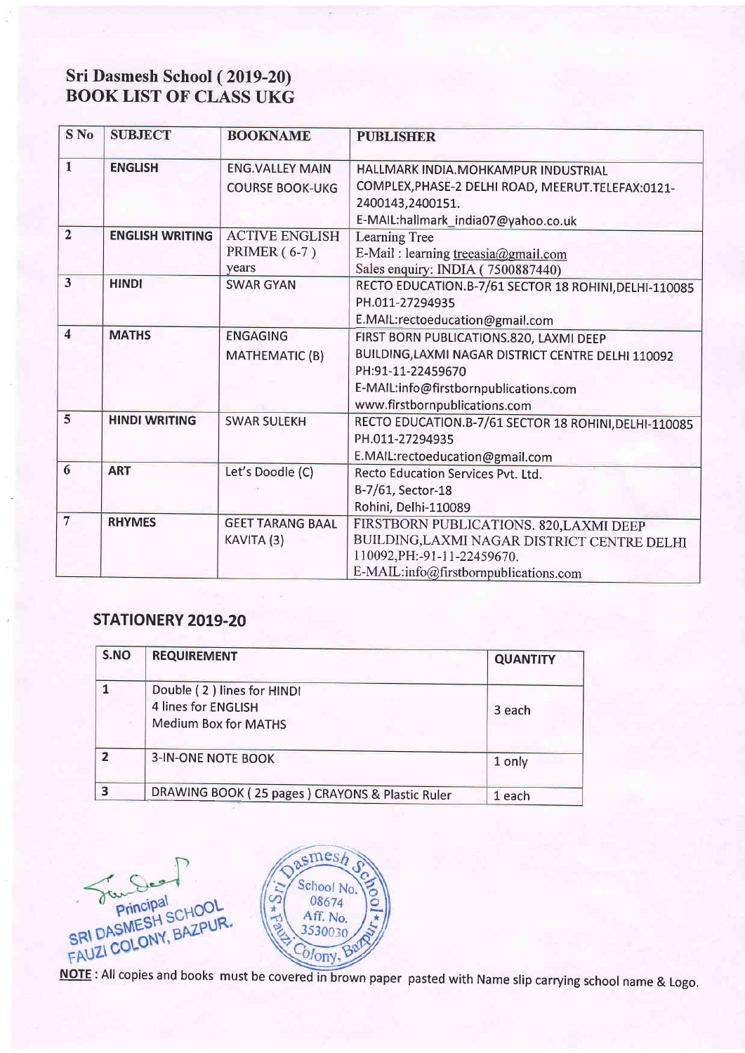# Sri Dasmesh School ( 2019-20)
# BOOK LIST OF CLASS UKG

| S No | SUBJECT | BOOKNAME | PUBLISHER |
|---|---|---|---|
| 1 | ENGLISH | ENG.VALLEY MAIN COURSE BOOK-UKG | HALLMARK INDIA.MOHKAMPUR INDUSTRIAL COMPLEX,PHASE-2 DELHI ROAD, MEERUT.TELEFAX:0121-2400143,2400151. E-MAIL:hallmark_india07@yahoo.co.uk |
| 2 | ENGLISH WRITING | ACTIVE ENGLISH PRIMER ( 6-7 ) years | Learning Tree E-Mail : learning treeasia@gmail.com Sales enquiry: INDIA ( 7500887440) |
| 3 | HINDI | SWAR GYAN | RECTO EDUCATION.B-7/61 SECTOR 18 ROHINI,DELHI-110085 PH.011-27294935 E.MAIL:rectoeducation@gmail.com |
| 4 | MATHS | ENGAGING MATHEMATIC (B) | FIRST BORN PUBLICATIONS.820, LAXMI DEEP BUILDING,LAXMI NAGAR DISTRICT CENTRE DELHI 110092 PH:91-11-22459670 E-MAIL:info@firstbornpublications.com www.firstbornpublications.com |
| 5 | HINDI WRITING | SWAR SULEKH | RECTO EDUCATION.B-7/61 SECTOR 18 ROHINI,DELHI-110085 PH.011-27294935 E.MAIL:rectoeducation@gmail.com |
| 6 | ART | Let's Doodle (C) | Recto Education Services Pvt. Ltd. B-7/61, Sector-18 Rohini, Delhi-110089 |
| 7 | RHYMES | GEET TARANG BAAL KAVITA (3) | FIRSTBORN PUBLICATIONS. 820,LAXMI DEEP BUILDING,LAXMI NAGAR DISTRICT CENTRE DELHI 110092,PH:-91-11-22459670. E-MAIL:info@firstbornpublications.com |

## STATIONERY 2019-20

| S.NO | REQUIREMENT | QUANTITY |
|---|---|---|
| 1 | Double ( 2 ) lines for HINDI<br>4 lines for ENGLISH<br>Medium Box for MATHS | 3 each |
| 2 | 3-IN-ONE NOTE BOOK | 1 only |
| 3 | DRAWING BOOK ( 25 pages ) CRAYONS & Plastic Ruler | 1 each |

Principal
SRI DASMESH SCHOOL
FAUZI COLONY, BAZPUR.

Sri Dasmesh School, Fauzi Colony, Bazpur
School No. 08674
Aff. No. 3530030

**NOTE** : All copies and books must be covered in brown paper pasted with Name slip carrying school name & Logo.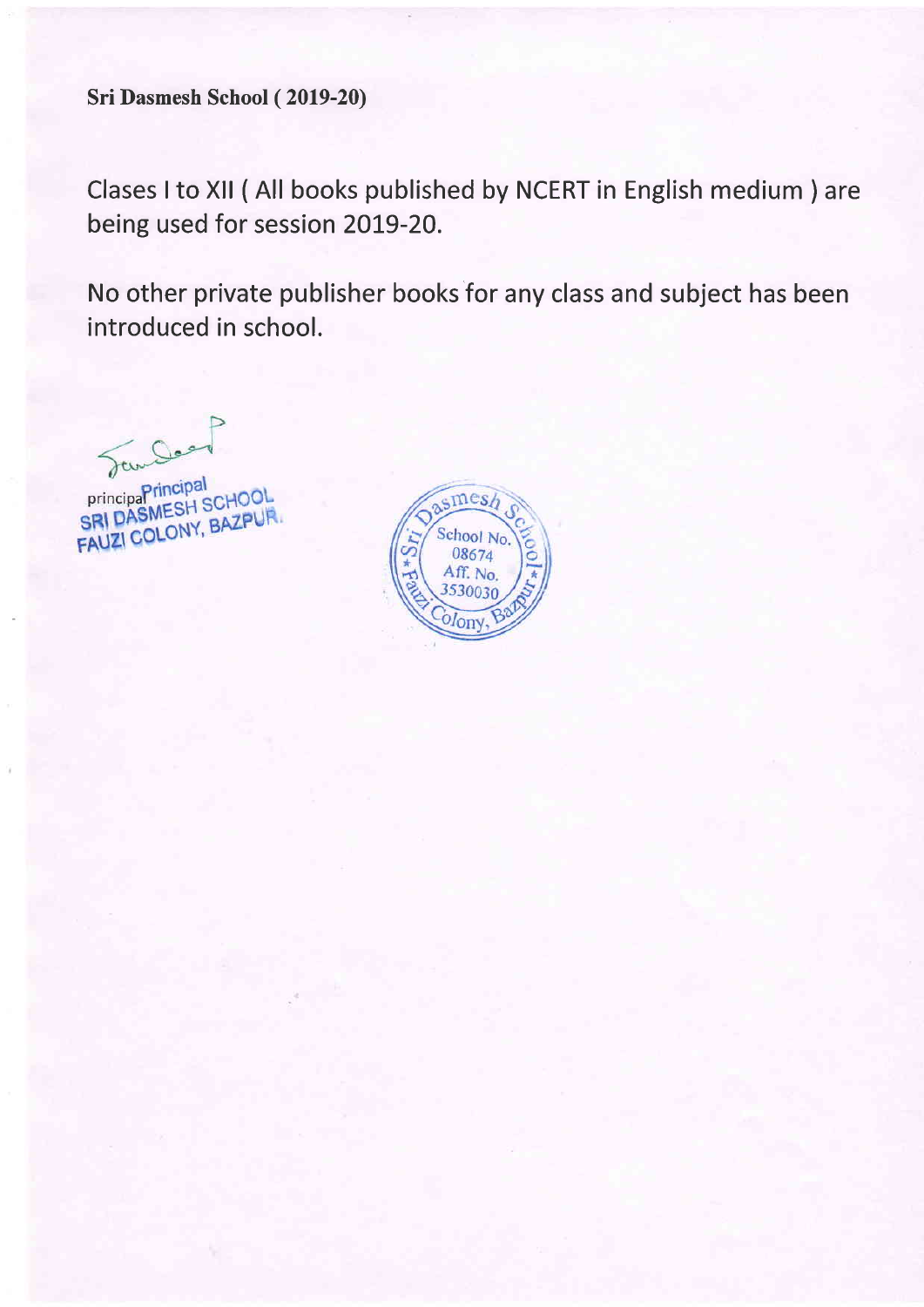**Sri Dasmesh School ( 2019-20)**

Clases I to XII ( All books published by NCERT in English medium ) are being used for session 2019-20.

No other private publisher books for any class and subject has been introduced in school.

principal
Principal
SRI DASMESH SCHOOL
FAUZI COLONY, BAZPUR.

Sri Dasmesh School
School No. 08674
Aff. No. 3530030
Fauzi Colony, Bazpur